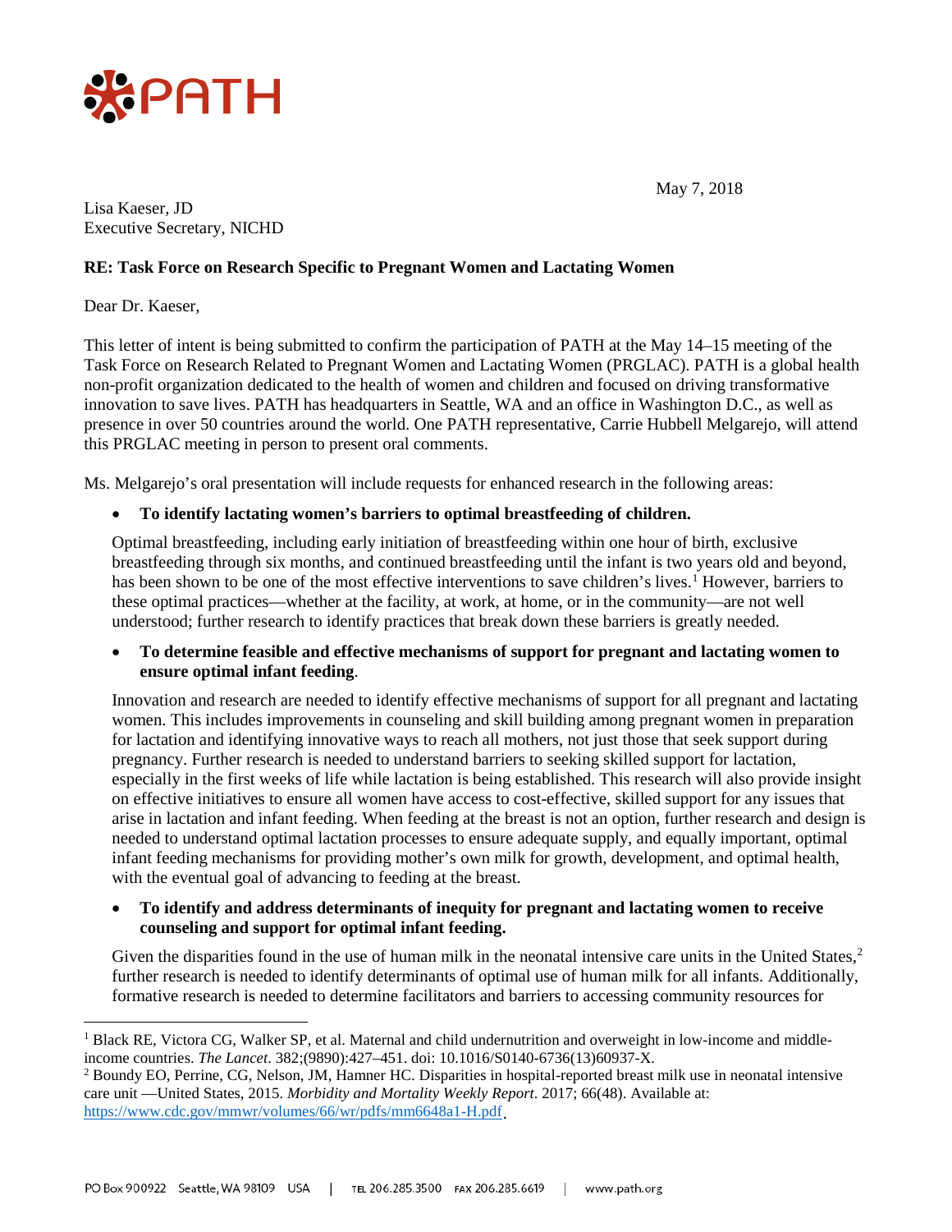PATH

May 7, 2018

Lisa Kaeser, JD
Executive Secretary, NICHD

**RE: Task Force on Research Specific to Pregnant Women and Lactating Women**

Dear Dr. Kaeser,

This letter of intent is being submitted to confirm the participation of PATH at the May 14–15 meeting of the Task Force on Research Related to Pregnant Women and Lactating Women (PRGLAC). PATH is a global health non-profit organization dedicated to the health of women and children and focused on driving transformative innovation to save lives. PATH has headquarters in Seattle, WA and an office in Washington D.C., as well as presence in over 50 countries around the world. One PATH representative, Carrie Hubbell Melgarejo, will attend this PRGLAC meeting in person to present oral comments.

Ms. Melgarejo's oral presentation will include requests for enhanced research in the following areas:

- **To identify lactating women's barriers to optimal breastfeeding of children.**

  Optimal breastfeeding, including early initiation of breastfeeding within one hour of birth, exclusive breastfeeding through six months, and continued breastfeeding until the infant is two years old and beyond, has been shown to be one of the most effective interventions to save children's lives.[1] However, barriers to these optimal practices—whether at the facility, at work, at home, or in the community—are not well understood; further research to identify practices that break down these barriers is greatly needed.

- **To determine feasible and effective mechanisms of support for pregnant and lactating women to ensure optimal infant feeding**.

  Innovation and research are needed to identify effective mechanisms of support for all pregnant and lactating women. This includes improvements in counseling and skill building among pregnant women in preparation for lactation and identifying innovative ways to reach all mothers, not just those that seek support during pregnancy. Further research is needed to understand barriers to seeking skilled support for lactation, especially in the first weeks of life while lactation is being established. This research will also provide insight on effective initiatives to ensure all women have access to cost-effective, skilled support for any issues that arise in lactation and infant feeding. When feeding at the breast is not an option, further research and design is needed to understand optimal lactation processes to ensure adequate supply, and equally important, optimal infant feeding mechanisms for providing mother's own milk for growth, development, and optimal health, with the eventual goal of advancing to feeding at the breast.

- **To identify and address determinants of inequity for pregnant and lactating women to receive counseling and support for optimal infant feeding.**

  Given the disparities found in the use of human milk in the neonatal intensive care units in the United States,[2] further research is needed to identify determinants of optimal use of human milk for all infants. Additionally, formative research is needed to determine facilitators and barriers to accessing community resources for

---

[1] Black RE, Victora CG, Walker SP, et al. Maternal and child undernutrition and overweight in low-income and middle-income countries. *The Lancet*. 382;(9890):427–451. doi: 10.1016/S0140-6736(13)60937-X.

[2] Boundy EO, Perrine, CG, Nelson, JM, Hamner HC. Disparities in hospital-reported breast milk use in neonatal intensive care unit —United States, 2015. *Morbidity and Mortality Weekly Report*. 2017; 66(48). Available at: https://www.cdc.gov/mmwr/volumes/66/wr/pdfs/mm6648a1-H.pdf.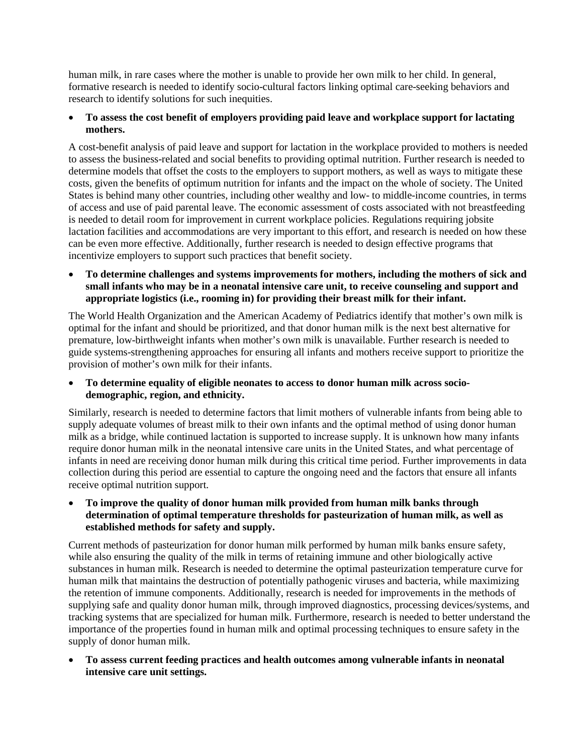human milk, in rare cases where the mother is unable to provide her own milk to her child. In general, formative research is needed to identify socio-cultural factors linking optimal care-seeking behaviors and research to identify solutions for such inequities.

- **To assess the cost benefit of employers providing paid leave and workplace support for lactating mothers.**

A cost-benefit analysis of paid leave and support for lactation in the workplace provided to mothers is needed to assess the business-related and social benefits to providing optimal nutrition. Further research is needed to determine models that offset the costs to the employers to support mothers, as well as ways to mitigate these costs, given the benefits of optimum nutrition for infants and the impact on the whole of society. The United States is behind many other countries, including other wealthy and low- to middle-income countries, in terms of access and use of paid parental leave. The economic assessment of costs associated with not breastfeeding is needed to detail room for improvement in current workplace policies. Regulations requiring jobsite lactation facilities and accommodations are very important to this effort, and research is needed on how these can be even more effective. Additionally, further research is needed to design effective programs that incentivize employers to support such practices that benefit society.

- **To determine challenges and systems improvements for mothers, including the mothers of sick and small infants who may be in a neonatal intensive care unit, to receive counseling and support and appropriate logistics (i.e., rooming in) for providing their breast milk for their infant.**

The World Health Organization and the American Academy of Pediatrics identify that mother's own milk is optimal for the infant and should be prioritized, and that donor human milk is the next best alternative for premature, low-birthweight infants when mother's own milk is unavailable. Further research is needed to guide systems-strengthening approaches for ensuring all infants and mothers receive support to prioritize the provision of mother's own milk for their infants.

- **To determine equality of eligible neonates to access to donor human milk across socio-demographic, region, and ethnicity.**

Similarly, research is needed to determine factors that limit mothers of vulnerable infants from being able to supply adequate volumes of breast milk to their own infants and the optimal method of using donor human milk as a bridge, while continued lactation is supported to increase supply. It is unknown how many infants require donor human milk in the neonatal intensive care units in the United States, and what percentage of infants in need are receiving donor human milk during this critical time period. Further improvements in data collection during this period are essential to capture the ongoing need and the factors that ensure all infants receive optimal nutrition support.

- **To improve the quality of donor human milk provided from human milk banks through determination of optimal temperature thresholds for pasteurization of human milk, as well as established methods for safety and supply.**

Current methods of pasteurization for donor human milk performed by human milk banks ensure safety, while also ensuring the quality of the milk in terms of retaining immune and other biologically active substances in human milk. Research is needed to determine the optimal pasteurization temperature curve for human milk that maintains the destruction of potentially pathogenic viruses and bacteria, while maximizing the retention of immune components. Additionally, research is needed for improvements in the methods of supplying safe and quality donor human milk, through improved diagnostics, processing devices/systems, and tracking systems that are specialized for human milk. Furthermore, research is needed to better understand the importance of the properties found in human milk and optimal processing techniques to ensure safety in the supply of donor human milk.

- **To assess current feeding practices and health outcomes among vulnerable infants in neonatal intensive care unit settings.**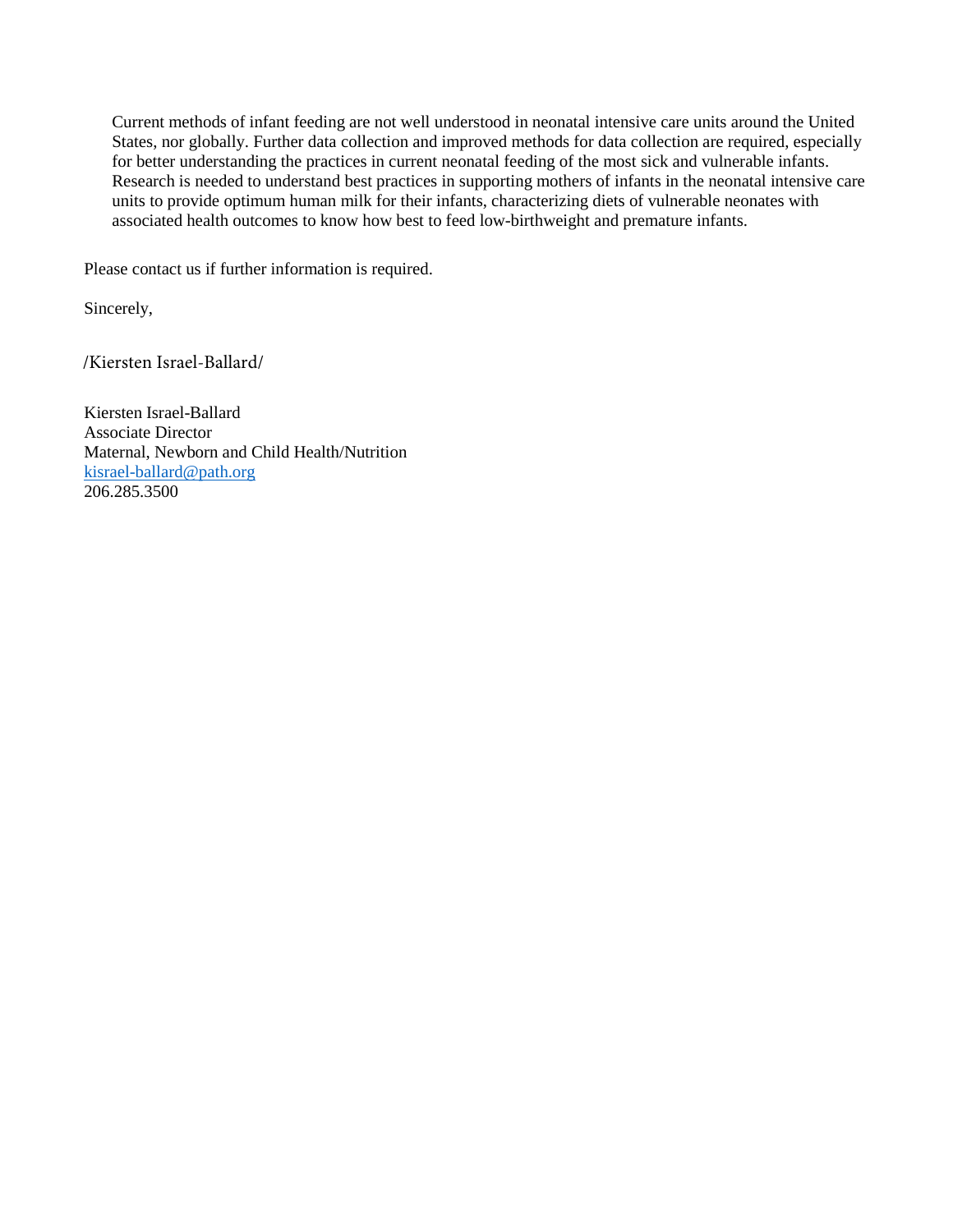Current methods of infant feeding are not well understood in neonatal intensive care units around the United States, nor globally. Further data collection and improved methods for data collection are required, especially for better understanding the practices in current neonatal feeding of the most sick and vulnerable infants. Research is needed to understand best practices in supporting mothers of infants in the neonatal intensive care units to provide optimum human milk for their infants, characterizing diets of vulnerable neonates with associated health outcomes to know how best to feed low-birthweight and premature infants.

Please contact us if further information is required.

Sincerely,

/Kiersten Israel-Ballard/

Kiersten Israel-Ballard
Associate Director
Maternal, Newborn and Child Health/Nutrition
kisrael-ballard@path.org
206.285.3500